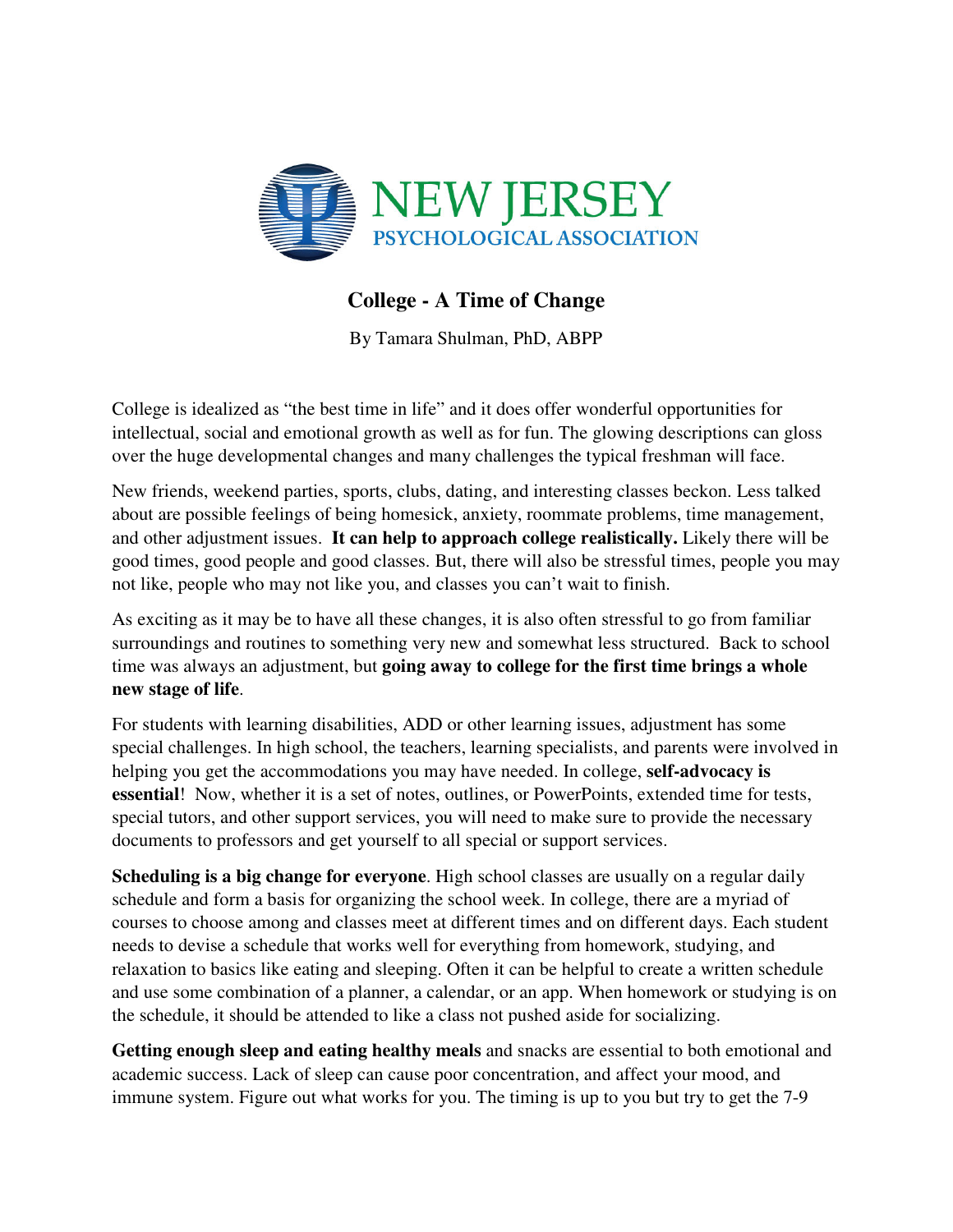NEW JERSEY
PSYCHOLOGICAL ASSOCIATION

# College - A Time of Change

By Tamara Shulman, PhD, ABPP

College is idealized as "the best time in life" and it does offer wonderful opportunities for intellectual, social and emotional growth as well as for fun. The glowing descriptions can gloss over the huge developmental changes and many challenges the typical freshman will face.

New friends, weekend parties, sports, clubs, dating, and interesting classes beckon. Less talked about are possible feelings of being homesick, anxiety, roommate problems, time management, and other adjustment issues. **It can help to approach college realistically.** Likely there will be good times, good people and good classes. But, there will also be stressful times, people you may not like, people who may not like you, and classes you can't wait to finish.

As exciting as it may be to have all these changes, it is also often stressful to go from familiar surroundings and routines to something very new and somewhat less structured. Back to school time was always an adjustment, but **going away to college for the first time brings a whole new stage of life**.

For students with learning disabilities, ADD or other learning issues, adjustment has some special challenges. In high school, the teachers, learning specialists, and parents were involved in helping you get the accommodations you may have needed. In college, **self-advocacy is essential**! Now, whether it is a set of notes, outlines, or PowerPoints, extended time for tests, special tutors, and other support services, you will need to make sure to provide the necessary documents to professors and get yourself to all special or support services.

**Scheduling is a big change for everyone**. High school classes are usually on a regular daily schedule and form a basis for organizing the school week. In college, there are a myriad of courses to choose among and classes meet at different times and on different days. Each student needs to devise a schedule that works well for everything from homework, studying, and relaxation to basics like eating and sleeping. Often it can be helpful to create a written schedule and use some combination of a planner, a calendar, or an app. When homework or studying is on the schedule, it should be attended to like a class not pushed aside for socializing.

**Getting enough sleep and eating healthy meals** and snacks are essential to both emotional and academic success. Lack of sleep can cause poor concentration, and affect your mood, and immune system. Figure out what works for you. The timing is up to you but try to get the 7-9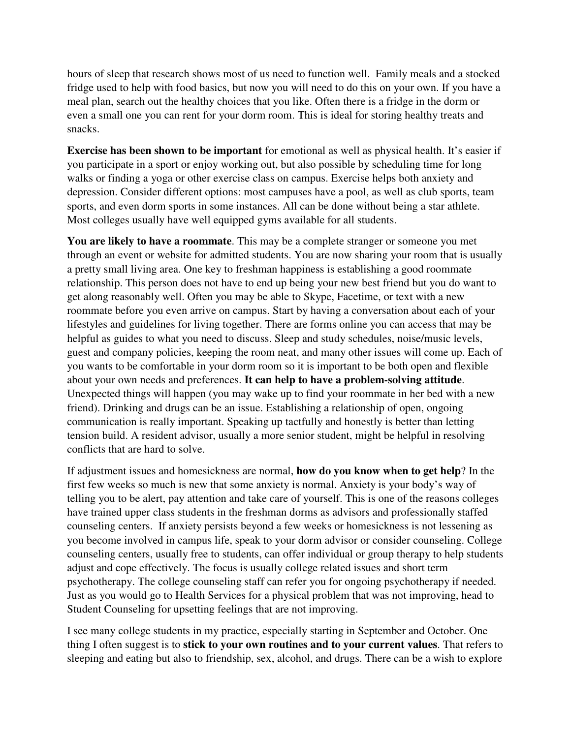hours of sleep that research shows most of us need to function well. Family meals and a stocked fridge used to help with food basics, but now you will need to do this on your own. If you have a meal plan, search out the healthy choices that you like. Often there is a fridge in the dorm or even a small one you can rent for your dorm room. This is ideal for storing healthy treats and snacks.

**Exercise has been shown to be important** for emotional as well as physical health. It's easier if you participate in a sport or enjoy working out, but also possible by scheduling time for long walks or finding a yoga or other exercise class on campus. Exercise helps both anxiety and depression. Consider different options: most campuses have a pool, as well as club sports, team sports, and even dorm sports in some instances. All can be done without being a star athlete. Most colleges usually have well equipped gyms available for all students.

**You are likely to have a roommate**. This may be a complete stranger or someone you met through an event or website for admitted students. You are now sharing your room that is usually a pretty small living area. One key to freshman happiness is establishing a good roommate relationship. This person does not have to end up being your new best friend but you do want to get along reasonably well. Often you may be able to Skype, Facetime, or text with a new roommate before you even arrive on campus. Start by having a conversation about each of your lifestyles and guidelines for living together. There are forms online you can access that may be helpful as guides to what you need to discuss. Sleep and study schedules, noise/music levels, guest and company policies, keeping the room neat, and many other issues will come up. Each of you wants to be comfortable in your dorm room so it is important to be both open and flexible about your own needs and preferences. **It can help to have a problem-solving attitude**. Unexpected things will happen (you may wake up to find your roommate in her bed with a new friend). Drinking and drugs can be an issue. Establishing a relationship of open, ongoing communication is really important. Speaking up tactfully and honestly is better than letting tension build. A resident advisor, usually a more senior student, might be helpful in resolving conflicts that are hard to solve.

If adjustment issues and homesickness are normal, **how do you know when to get help**? In the first few weeks so much is new that some anxiety is normal. Anxiety is your body's way of telling you to be alert, pay attention and take care of yourself. This is one of the reasons colleges have trained upper class students in the freshman dorms as advisors and professionally staffed counseling centers. If anxiety persists beyond a few weeks or homesickness is not lessening as you become involved in campus life, speak to your dorm advisor or consider counseling. College counseling centers, usually free to students, can offer individual or group therapy to help students adjust and cope effectively. The focus is usually college related issues and short term psychotherapy. The college counseling staff can refer you for ongoing psychotherapy if needed. Just as you would go to Health Services for a physical problem that was not improving, head to Student Counseling for upsetting feelings that are not improving.

I see many college students in my practice, especially starting in September and October. One thing I often suggest is to **stick to your own routines and to your current values**. That refers to sleeping and eating but also to friendship, sex, alcohol, and drugs. There can be a wish to explore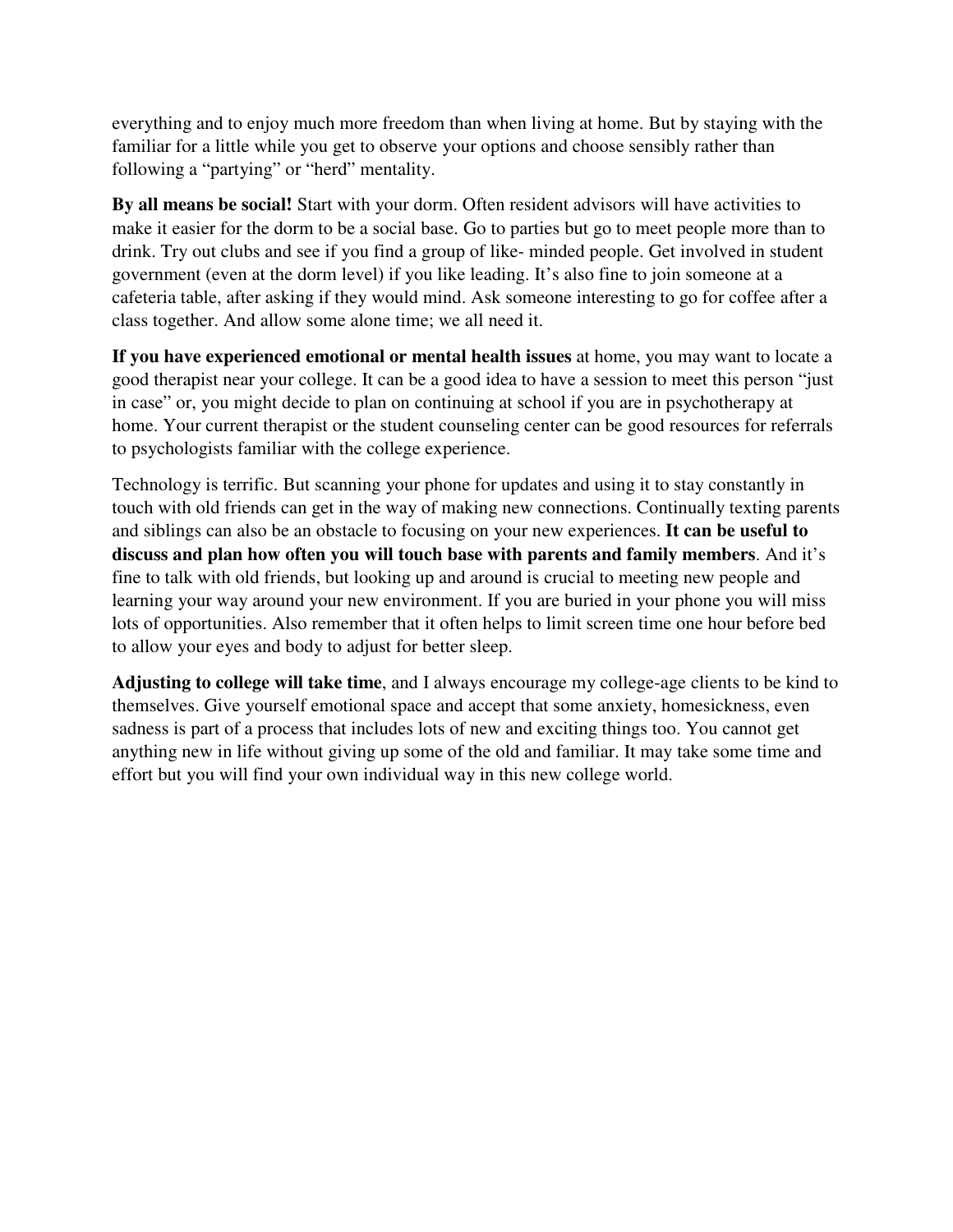everything and to enjoy much more freedom than when living at home. But by staying with the familiar for a little while you get to observe your options and choose sensibly rather than following a "partying" or "herd" mentality.

**By all means be social!** Start with your dorm. Often resident advisors will have activities to make it easier for the dorm to be a social base. Go to parties but go to meet people more than to drink. Try out clubs and see if you find a group of like- minded people. Get involved in student government (even at the dorm level) if you like leading. It's also fine to join someone at a cafeteria table, after asking if they would mind. Ask someone interesting to go for coffee after a class together. And allow some alone time; we all need it.

**If you have experienced emotional or mental health issues** at home, you may want to locate a good therapist near your college. It can be a good idea to have a session to meet this person "just in case" or, you might decide to plan on continuing at school if you are in psychotherapy at home. Your current therapist or the student counseling center can be good resources for referrals to psychologists familiar with the college experience.

Technology is terrific. But scanning your phone for updates and using it to stay constantly in touch with old friends can get in the way of making new connections. Continually texting parents and siblings can also be an obstacle to focusing on your new experiences. **It can be useful to discuss and plan how often you will touch base with parents and family members**. And it's fine to talk with old friends, but looking up and around is crucial to meeting new people and learning your way around your new environment. If you are buried in your phone you will miss lots of opportunities. Also remember that it often helps to limit screen time one hour before bed to allow your eyes and body to adjust for better sleep.

**Adjusting to college will take time**, and I always encourage my college-age clients to be kind to themselves. Give yourself emotional space and accept that some anxiety, homesickness, even sadness is part of a process that includes lots of new and exciting things too. You cannot get anything new in life without giving up some of the old and familiar. It may take some time and effort but you will find your own individual way in this new college world.